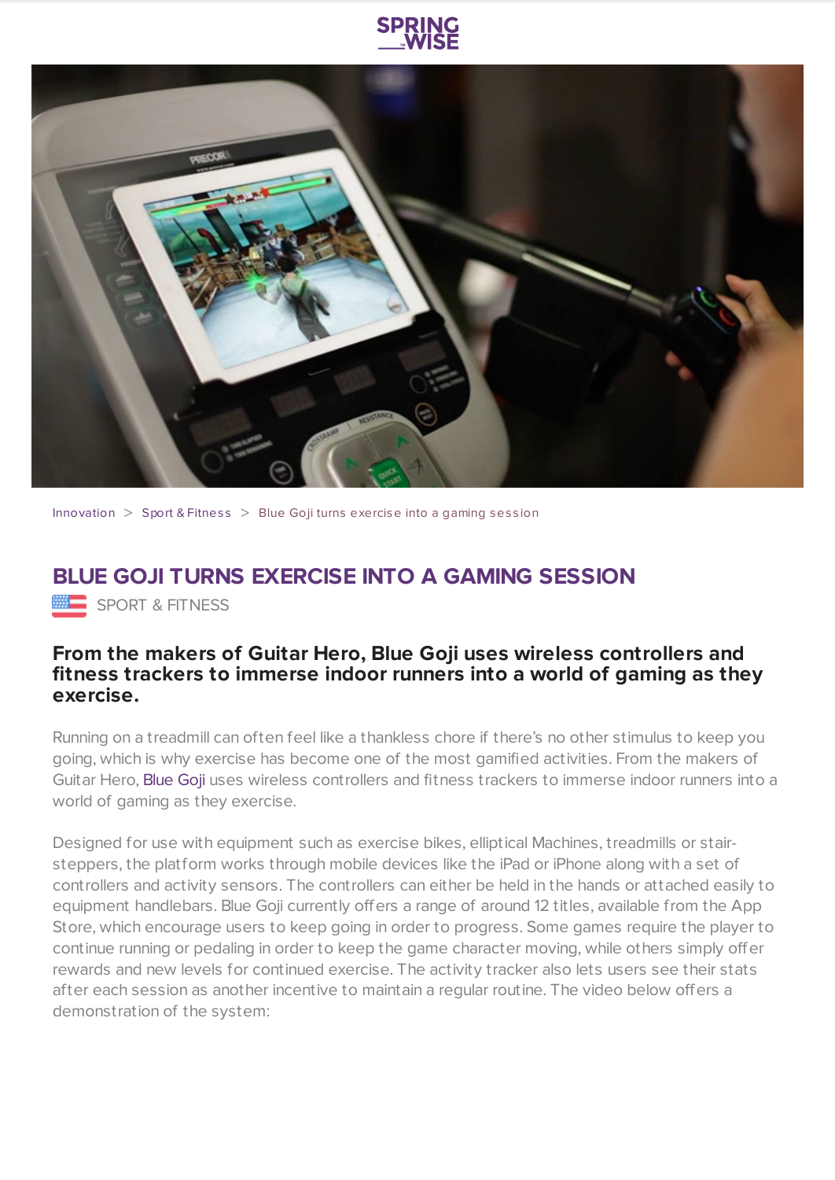Innovation > Sport & Fitness > Blue Goji turns exercise into a gaming session

# BLUE GOJI TURNS EXERCISE INTO A GAMING SESSION

SPORT & FITNESS

**From the makers of Guitar Hero, Blue Goji uses wireless controllers and fitness trackers to immerse indoor runners into a world of gaming as they exercise.**

Running on a treadmill can often feel like a thankless chore if there's no other stimulus to keep you going, which is why exercise has become one of the most gamified activities. From the makers of Guitar Hero, Blue Goji uses wireless controllers and fitness trackers to immerse indoor runners into a world of gaming as they exercise.

Designed for use with equipment such as exercise bikes, elliptical Machines, treadmills or stair-steppers, the platform works through mobile devices like the iPad or iPhone along with a set of controllers and activity sensors. The controllers can either be held in the hands or attached easily to equipment handlebars. Blue Goji currently offers a range of around 12 titles, available from the App Store, which encourage users to keep going in order to progress. Some games require the player to continue running or pedaling in order to keep the game character moving, while others simply offer rewards and new levels for continued exercise. The activity tracker also lets users see their stats after each session as another incentive to maintain a regular routine. The video below offers a demonstration of the system: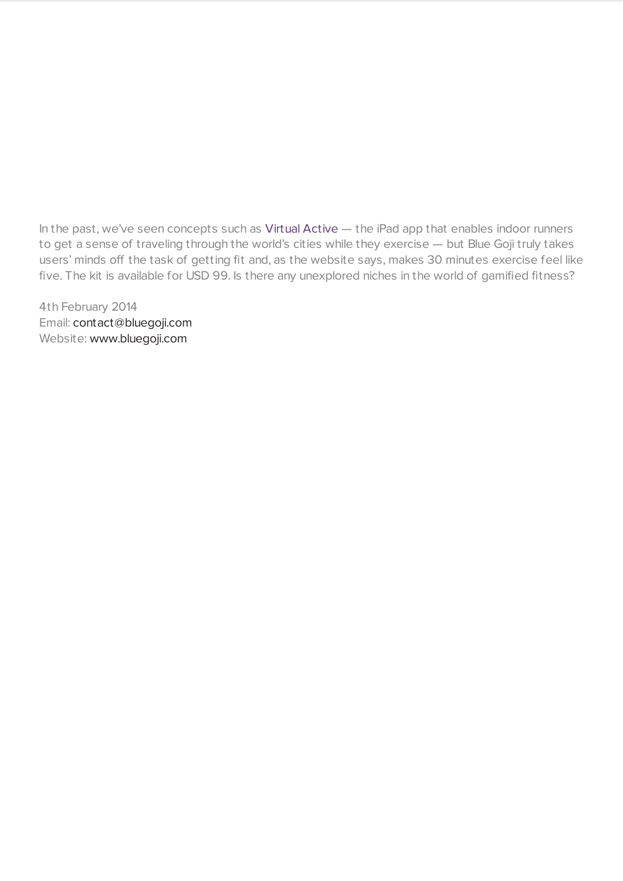In the past, we've seen concepts such as Virtual Active — the iPad app that enables indoor runners to get a sense of traveling through the world's cities while they exercise — but Blue Goji truly takes users' minds off the task of getting fit and, as the website says, makes 30 minutes exercise feel like five. The kit is available for USD 99. Is there any unexplored niches in the world of gamified fitness?

4th February 2014
Email: contact@bluegoji.com
Website: www.bluegoji.com